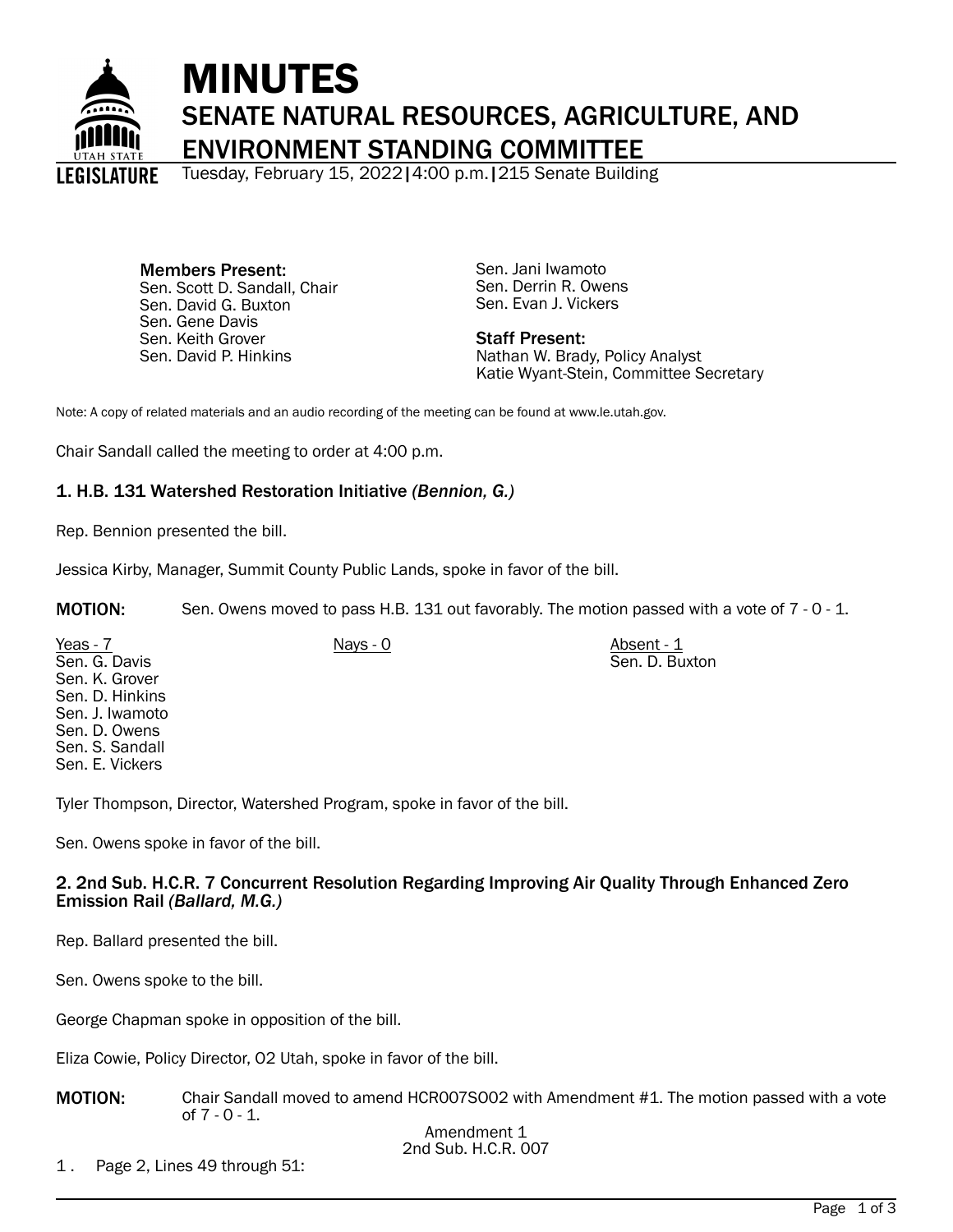# MINUTES

## SENATE NATURAL RESOURCES, AGRICULTURE, AND ENVIRONMENT STANDING COMMITTEE

Tuesday, February 15, 2022 | 4:00 p.m. | 215 Senate Building

**Members Present:**
Sen. Scott D. Sandall, Chair
Sen. David G. Buxton
Sen. Gene Davis
Sen. Keith Grover
Sen. David P. Hinkins
Sen. Jani Iwamoto
Sen. Derrin R. Owens
Sen. Evan J. Vickers

**Staff Present:**
Nathan W. Brady, Policy Analyst
Katie Wyant-Stein, Committee Secretary

Note: A copy of related materials and an audio recording of the meeting can be found at www.le.utah.gov.

Chair Sandall called the meeting to order at 4:00 p.m.

### 1. H.B. 131 Watershed Restoration Initiative *(Bennion, G.)*

Rep. Bennion presented the bill.

Jessica Kirby, Manager, Summit County Public Lands, spoke in favor of the bill.

**MOTION:** Sen. Owens moved to pass H.B. 131 out favorably. The motion passed with a vote of 7 - 0 - 1.

| Yeas - 7 | Nays - 0 | Absent - 1 |
|---|---|---|
| Sen. G. Davis | | Sen. D. Buxton |
| Sen. K. Grover | | |
| Sen. D. Hinkins | | |
| Sen. J. Iwamoto | | |
| Sen. D. Owens | | |
| Sen. S. Sandall | | |
| Sen. E. Vickers | | |

Tyler Thompson, Director, Watershed Program, spoke in favor of the bill.

Sen. Owens spoke in favor of the bill.

### 2. 2nd Sub. H.C.R. 7 Concurrent Resolution Regarding Improving Air Quality Through Enhanced Zero Emission Rail *(Ballard, M.G.)*

Rep. Ballard presented the bill.

Sen. Owens spoke to the bill.

George Chapman spoke in opposition of the bill.

Eliza Cowie, Policy Director, O2 Utah, spoke in favor of the bill.

**MOTION:** Chair Sandall moved to amend HCR007S002 with Amendment #1. The motion passed with a vote of 7 - 0 - 1.

Amendment 1
2nd Sub. H.C.R. 007

1. Page 2, Lines 49 through 51: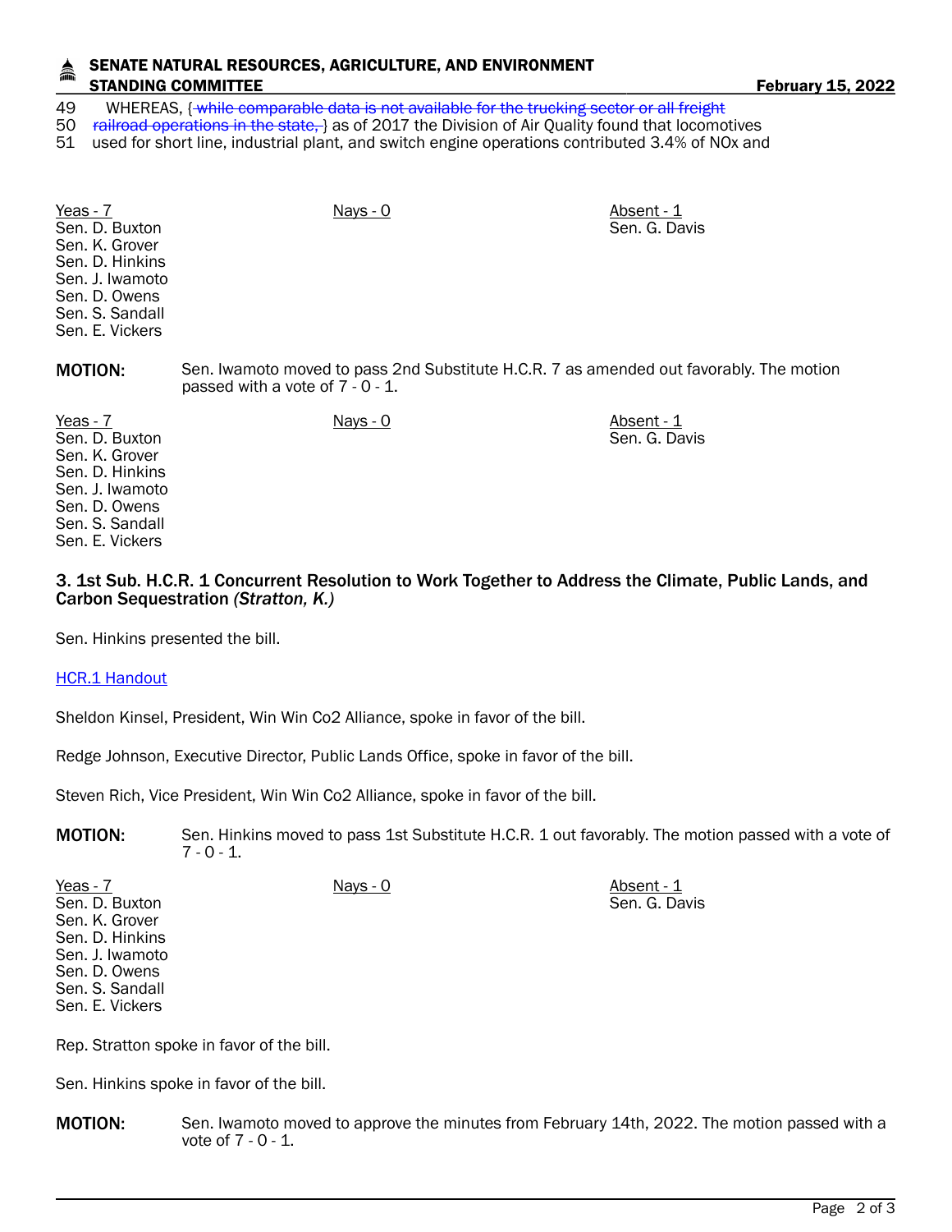49 WHEREAS, {~~while comparable data is not available for the trucking sector or all freight~~
50 ~~railroad operations in the state,~~ } as of 2017 the Division of Air Quality found that locomotives
51 used for short line, industrial plant, and switch engine operations contributed 3.4% of NOx and

| Yeas - 7 | Nays - 0 | Absent - 1 |
|---|---|---|
| Sen. D. Buxton | | Sen. G. Davis |
| Sen. K. Grover | | |
| Sen. D. Hinkins | | |
| Sen. J. Iwamoto | | |
| Sen. D. Owens | | |
| Sen. S. Sandall | | |
| Sen. E. Vickers | | |

**MOTION:** Sen. Iwamoto moved to pass 2nd Substitute H.C.R. 7 as amended out favorably. The motion passed with a vote of 7 - 0 - 1.

| Yeas - 7 | Nays - 0 | Absent - 1 |
|---|---|---|
| Sen. D. Buxton | | Sen. G. Davis |
| Sen. K. Grover | | |
| Sen. D. Hinkins | | |
| Sen. J. Iwamoto | | |
| Sen. D. Owens | | |
| Sen. S. Sandall | | |
| Sen. E. Vickers | | |

### 3. 1st Sub. H.C.R. 1 Concurrent Resolution to Work Together to Address the Climate, Public Lands, and Carbon Sequestration *(Stratton, K.)*

Sen. Hinkins presented the bill.

HCR.1 Handout

Sheldon Kinsel, President, Win Win Co2 Alliance, spoke in favor of the bill.

Redge Johnson, Executive Director, Public Lands Office, spoke in favor of the bill.

Steven Rich, Vice President, Win Win Co2 Alliance, spoke in favor of the bill.

**MOTION:** Sen. Hinkins moved to pass 1st Substitute H.C.R. 1 out favorably. The motion passed with a vote of 7 - 0 - 1.

| Yeas - 7 | Nays - 0 | Absent - 1 |
|---|---|---|
| Sen. D. Buxton | | Sen. G. Davis |
| Sen. K. Grover | | |
| Sen. D. Hinkins | | |
| Sen. J. Iwamoto | | |
| Sen. D. Owens | | |
| Sen. S. Sandall | | |
| Sen. E. Vickers | | |

Rep. Stratton spoke in favor of the bill.

Sen. Hinkins spoke in favor of the bill.

**MOTION:** Sen. Iwamoto moved to approve the minutes from February 14th, 2022. The motion passed with a vote of 7 - 0 - 1.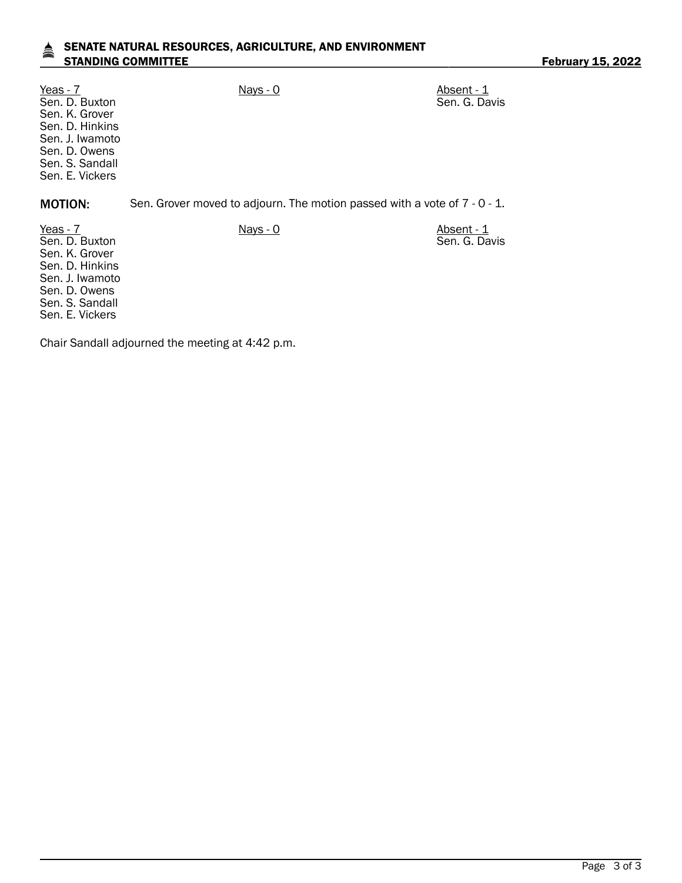| Yeas - 7 | Nays - 0 | Absent - 1 |
| --- | --- | --- |
| Sen. D. Buxton | | Sen. G. Davis |
| Sen. K. Grover | | |
| Sen. D. Hinkins | | |
| Sen. J. Iwamoto | | |
| Sen. D. Owens | | |
| Sen. S. Sandall | | |
| Sen. E. Vickers | | |

**MOTION:** Sen. Grover moved to adjourn. The motion passed with a vote of 7 - 0 - 1.

| Yeas - 7 | Nays - 0 | Absent - 1 |
| --- | --- | --- |
| Sen. D. Buxton | | Sen. G. Davis |
| Sen. K. Grover | | |
| Sen. D. Hinkins | | |
| Sen. J. Iwamoto | | |
| Sen. D. Owens | | |
| Sen. S. Sandall | | |
| Sen. E. Vickers | | |

Chair Sandall adjourned the meeting at 4:42 p.m.